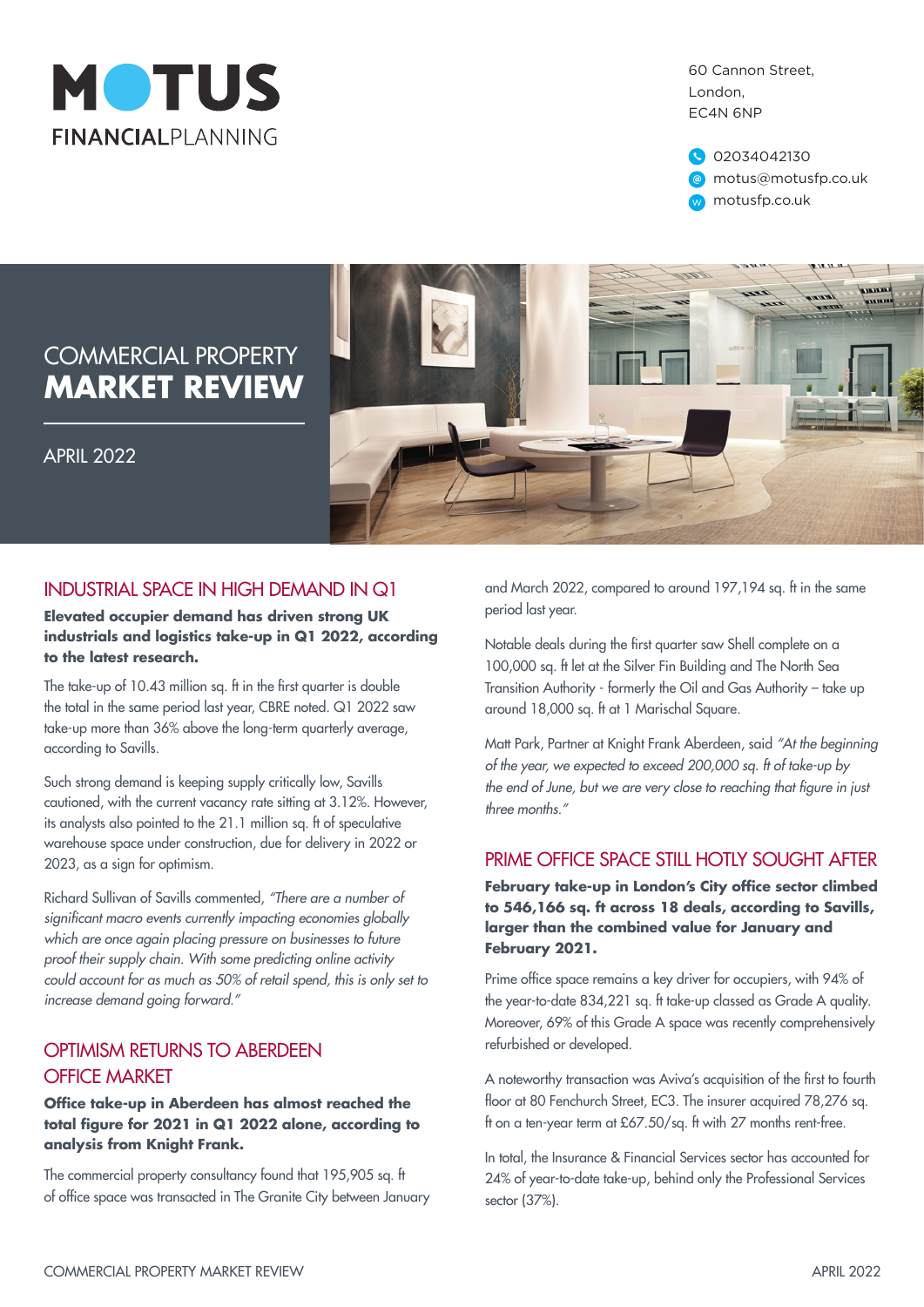# MOTUS FINANCIALPLANNING

60 Cannon Street,
London,
EC4N 6NP

02034042130
motus@motusfp.co.uk
motusfp.co.uk

# COMMERCIAL PROPERTY **MARKET REVIEW**

APRIL 2022

## INDUSTRIAL SPACE IN HIGH DEMAND IN Q1

**Elevated occupier demand has driven strong UK industrials and logistics take-up in Q1 2022, according to the latest research.**

The take-up of 10.43 million sq. ft in the first quarter is double the total in the same period last year, CBRE noted. Q1 2022 saw take-up more than 36% above the long-term quarterly average, according to Savills.

Such strong demand is keeping supply critically low, Savills cautioned, with the current vacancy rate sitting at 3.12%. However, its analysts also pointed to the 21.1 million sq. ft of speculative warehouse space under construction, due for delivery in 2022 or 2023, as a sign for optimism.

Richard Sullivan of Savills commented, *"There are a number of significant macro events currently impacting economies globally which are once again placing pressure on businesses to future proof their supply chain. With some predicting online activity could account for as much as 50% of retail spend, this is only set to increase demand going forward."*

## OPTIMISM RETURNS TO ABERDEEN OFFICE MARKET

**Office take-up in Aberdeen has almost reached the total figure for 2021 in Q1 2022 alone, according to analysis from Knight Frank.**

The commercial property consultancy found that 195,905 sq. ft of office space was transacted in The Granite City between January and March 2022, compared to around 197,194 sq. ft in the same period last year.

Notable deals during the first quarter saw Shell complete on a 100,000 sq. ft let at the Silver Fin Building and The North Sea Transition Authority - formerly the Oil and Gas Authority – take up around 18,000 sq. ft at 1 Marischal Square.

Matt Park, Partner at Knight Frank Aberdeen, said *"At the beginning of the year, we expected to exceed 200,000 sq. ft of take-up by the end of June, but we are very close to reaching that figure in just three months."*

## PRIME OFFICE SPACE STILL HOTLY SOUGHT AFTER

**February take-up in London's City office sector climbed to 546,166 sq. ft across 18 deals, according to Savills, larger than the combined value for January and February 2021.**

Prime office space remains a key driver for occupiers, with 94% of the year-to-date 834,221 sq. ft take-up classed as Grade A quality. Moreover, 69% of this Grade A space was recently comprehensively refurbished or developed.

A noteworthy transaction was Aviva's acquisition of the first to fourth floor at 80 Fenchurch Street, EC3. The insurer acquired 78,276 sq. ft on a ten-year term at £67.50/sq. ft with 27 months rent-free.

In total, the Insurance & Financial Services sector has accounted for 24% of year-to-date take-up, behind only the Professional Services sector (37%).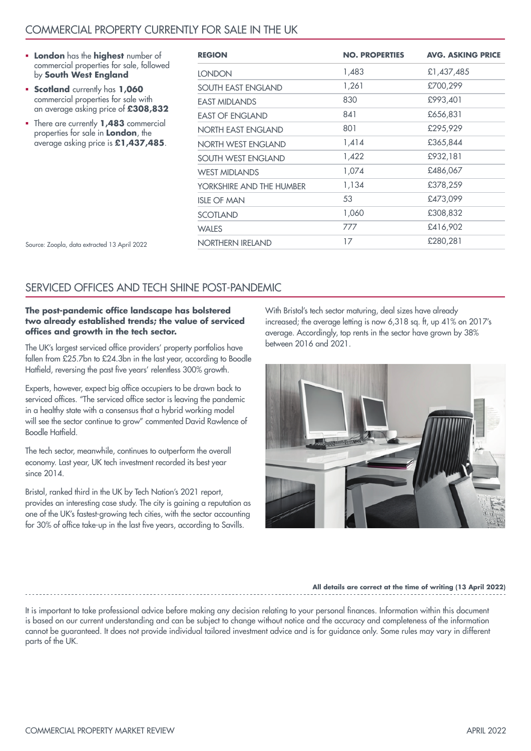## COMMERCIAL PROPERTY CURRENTLY FOR SALE IN THE UK

- **London** has the **highest** number of commercial properties for sale, followed by **South West England**
- **Scotland** currently has **1,060** commercial properties for sale with an average asking price of **£308,832**
- There are currently **1,483** commercial properties for sale in **London**, the average asking price is **£1,437,485**.

| REGION | NO. PROPERTIES | AVG. ASKING PRICE |
|---|---|---|
| LONDON | 1,483 | £1,437,485 |
| SOUTH EAST ENGLAND | 1,261 | £700,299 |
| EAST MIDLANDS | 830 | £993,401 |
| EAST OF ENGLAND | 841 | £656,831 |
| NORTH EAST ENGLAND | 801 | £295,929 |
| NORTH WEST ENGLAND | 1,414 | £365,844 |
| SOUTH WEST ENGLAND | 1,422 | £932,181 |
| WEST MIDLANDS | 1,074 | £486,067 |
| YORKSHIRE AND THE HUMBER | 1,134 | £378,259 |
| ISLE OF MAN | 53 | £473,099 |
| SCOTLAND | 1,060 | £308,832 |
| WALES | 777 | £416,902 |
| NORTHERN IRELAND | 17 | £280,281 |

Source: Zoopla, data extracted 13 April 2022

## SERVICED OFFICES AND TECH SHINE POST-PANDEMIC

**The post-pandemic office landscape has bolstered two already established trends; the value of serviced offices and growth in the tech sector.**

The UK's largest serviced office providers' property portfolios have fallen from £25.7bn to £24.3bn in the last year, according to Boodle Hatfield, reversing the past five years' relentless 300% growth.

Experts, however, expect big office occupiers to be drawn back to serviced offices. "The serviced office sector is leaving the pandemic in a healthy state with a consensus that a hybrid working model will see the sector continue to grow" commented David Rawlence of Boodle Hatfield.

The tech sector, meanwhile, continues to outperform the overall economy. Last year, UK tech investment recorded its best year since 2014.

Bristol, ranked third in the UK by Tech Nation's 2021 report, provides an interesting case study. The city is gaining a reputation as one of the UK's fastest-growing tech cities, with the sector accounting for 30% of office take-up in the last five years, according to Savills.

With Bristol's tech sector maturing, deal sizes have already increased; the average letting is now 6,318 sq. ft, up 41% on 2017's average. Accordingly, top rents in the sector have grown by 38% between 2016 and 2021.

**All details are correct at the time of writing (13 April 2022)**

It is important to take professional advice before making any decision relating to your personal finances. Information within this document is based on our current understanding and can be subject to change without notice and the accuracy and completeness of the information cannot be guaranteed. It does not provide individual tailored investment advice and is for guidance only. Some rules may vary in different parts of the UK.